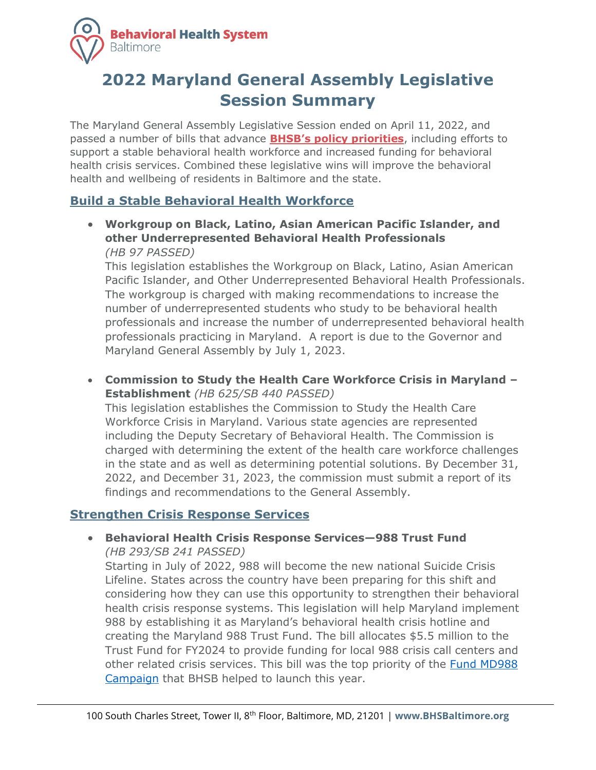Behavioral Health System Baltimore

# 2022 Maryland General Assembly Legislative Session Summary

The Maryland General Assembly Legislative Session ended on April 11, 2022, and passed a number of bills that advance **BHSB's policy priorities**, including efforts to support a stable behavioral health workforce and increased funding for behavioral health crisis services. Combined these legislative wins will improve the behavioral health and wellbeing of residents in Baltimore and the state.

## Build a Stable Behavioral Health Workforce

- **Workgroup on Black, Latino, Asian American Pacific Islander, and other Underrepresented Behavioral Health Professionals** *(HB 97 PASSED)*
  This legislation establishes the Workgroup on Black, Latino, Asian American Pacific Islander, and Other Underrepresented Behavioral Health Professionals. The workgroup is charged with making recommendations to increase the number of underrepresented students who study to be behavioral health professionals and increase the number of underrepresented behavioral health professionals practicing in Maryland. A report is due to the Governor and Maryland General Assembly by July 1, 2023.

- **Commission to Study the Health Care Workforce Crisis in Maryland – Establishment** *(HB 625/SB 440 PASSED)*
  This legislation establishes the Commission to Study the Health Care Workforce Crisis in Maryland. Various state agencies are represented including the Deputy Secretary of Behavioral Health. The Commission is charged with determining the extent of the health care workforce challenges in the state and as well as determining potential solutions. By December 31, 2022, and December 31, 2023, the commission must submit a report of its findings and recommendations to the General Assembly.

## Strengthen Crisis Response Services

- **Behavioral Health Crisis Response Services—988 Trust Fund** *(HB 293/SB 241 PASSED)*
  Starting in July of 2022, 988 will become the new national Suicide Crisis Lifeline. States across the country have been preparing for this shift and considering how they can use this opportunity to strengthen their behavioral health crisis response systems. This legislation will help Maryland implement 988 by establishing it as Maryland's behavioral health crisis hotline and creating the Maryland 988 Trust Fund. The bill allocates $5.5 million to the Trust Fund for FY2024 to provide funding for local 988 crisis call centers and other related crisis services. This bill was the top priority of the Fund MD988 Campaign that BHSB helped to launch this year.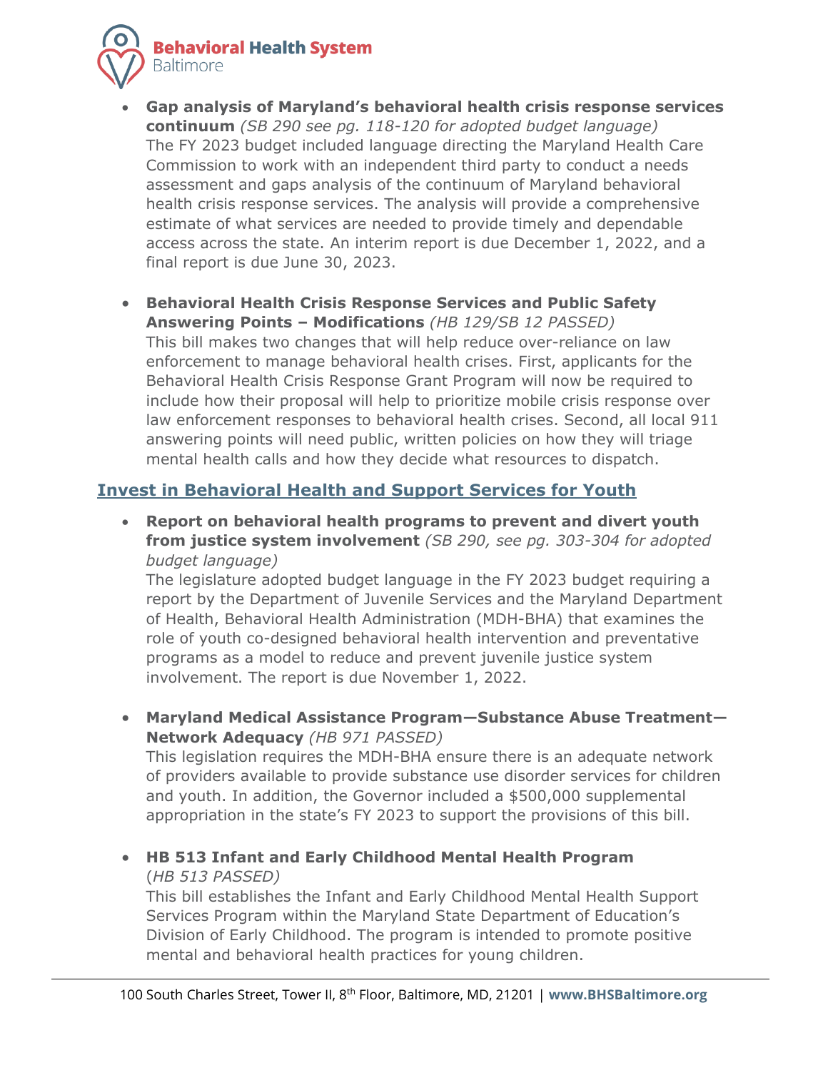- **Gap analysis of Maryland's behavioral health crisis response services continuum** *(SB 290 see pg. 118-120 for adopted budget language)*
  The FY 2023 budget included language directing the Maryland Health Care Commission to work with an independent third party to conduct a needs assessment and gaps analysis of the continuum of Maryland behavioral health crisis response services. The analysis will provide a comprehensive estimate of what services are needed to provide timely and dependable access across the state. An interim report is due December 1, 2022, and a final report is due June 30, 2023.

- **Behavioral Health Crisis Response Services and Public Safety Answering Points – Modifications** *(HB 129/SB 12 PASSED)*
  This bill makes two changes that will help reduce over-reliance on law enforcement to manage behavioral health crises. First, applicants for the Behavioral Health Crisis Response Grant Program will now be required to include how their proposal will help to prioritize mobile crisis response over law enforcement responses to behavioral health crises. Second, all local 911 answering points will need public, written policies on how they will triage mental health calls and how they decide what resources to dispatch.

## Invest in Behavioral Health and Support Services for Youth

- **Report on behavioral health programs to prevent and divert youth from justice system involvement** *(SB 290, see pg. 303-304 for adopted budget language)*
  The legislature adopted budget language in the FY 2023 budget requiring a report by the Department of Juvenile Services and the Maryland Department of Health, Behavioral Health Administration (MDH-BHA) that examines the role of youth co-designed behavioral health intervention and preventative programs as a model to reduce and prevent juvenile justice system involvement. The report is due November 1, 2022.

- **Maryland Medical Assistance Program—Substance Abuse Treatment—Network Adequacy** *(HB 971 PASSED)*
  This legislation requires the MDH-BHA ensure there is an adequate network of providers available to provide substance use disorder services for children and youth. In addition, the Governor included a $500,000 supplemental appropriation in the state's FY 2023 to support the provisions of this bill.

- **HB 513 Infant and Early Childhood Mental Health Program** (*HB 513 PASSED)*
  This bill establishes the Infant and Early Childhood Mental Health Support Services Program within the Maryland State Department of Education's Division of Early Childhood. The program is intended to promote positive mental and behavioral health practices for young children.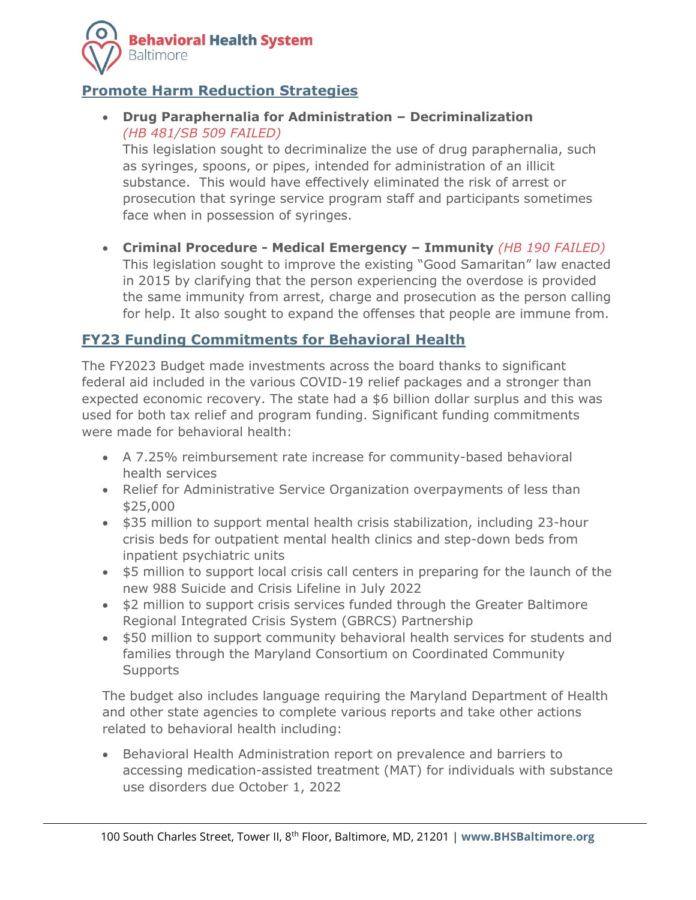## Promote Harm Reduction Strategies

- **Drug Paraphernalia for Administration – Decriminalization** *(HB 481/SB 509 FAILED)*
  This legislation sought to decriminalize the use of drug paraphernalia, such as syringes, spoons, or pipes, intended for administration of an illicit substance. This would have effectively eliminated the risk of arrest or prosecution that syringe service program staff and participants sometimes face when in possession of syringes.

- **Criminal Procedure - Medical Emergency – Immunity** *(HB 190 FAILED)*
  This legislation sought to improve the existing "Good Samaritan" law enacted in 2015 by clarifying that the person experiencing the overdose is provided the same immunity from arrest, charge and prosecution as the person calling for help. It also sought to expand the offenses that people are immune from.

## FY23 Funding Commitments for Behavioral Health

The FY2023 Budget made investments across the board thanks to significant federal aid included in the various COVID-19 relief packages and a stronger than expected economic recovery. The state had a $6 billion dollar surplus and this was used for both tax relief and program funding. Significant funding commitments were made for behavioral health:

- A 7.25% reimbursement rate increase for community-based behavioral health services
- Relief for Administrative Service Organization overpayments of less than $25,000
- $35 million to support mental health crisis stabilization, including 23-hour crisis beds for outpatient mental health clinics and step-down beds from inpatient psychiatric units
- $5 million to support local crisis call centers in preparing for the launch of the new 988 Suicide and Crisis Lifeline in July 2022
- $2 million to support crisis services funded through the Greater Baltimore Regional Integrated Crisis System (GBRCS) Partnership
- $50 million to support community behavioral health services for students and families through the Maryland Consortium on Coordinated Community Supports

The budget also includes language requiring the Maryland Department of Health and other state agencies to complete various reports and take other actions related to behavioral health including:

- Behavioral Health Administration report on prevalence and barriers to accessing medication-assisted treatment (MAT) for individuals with substance use disorders due October 1, 2022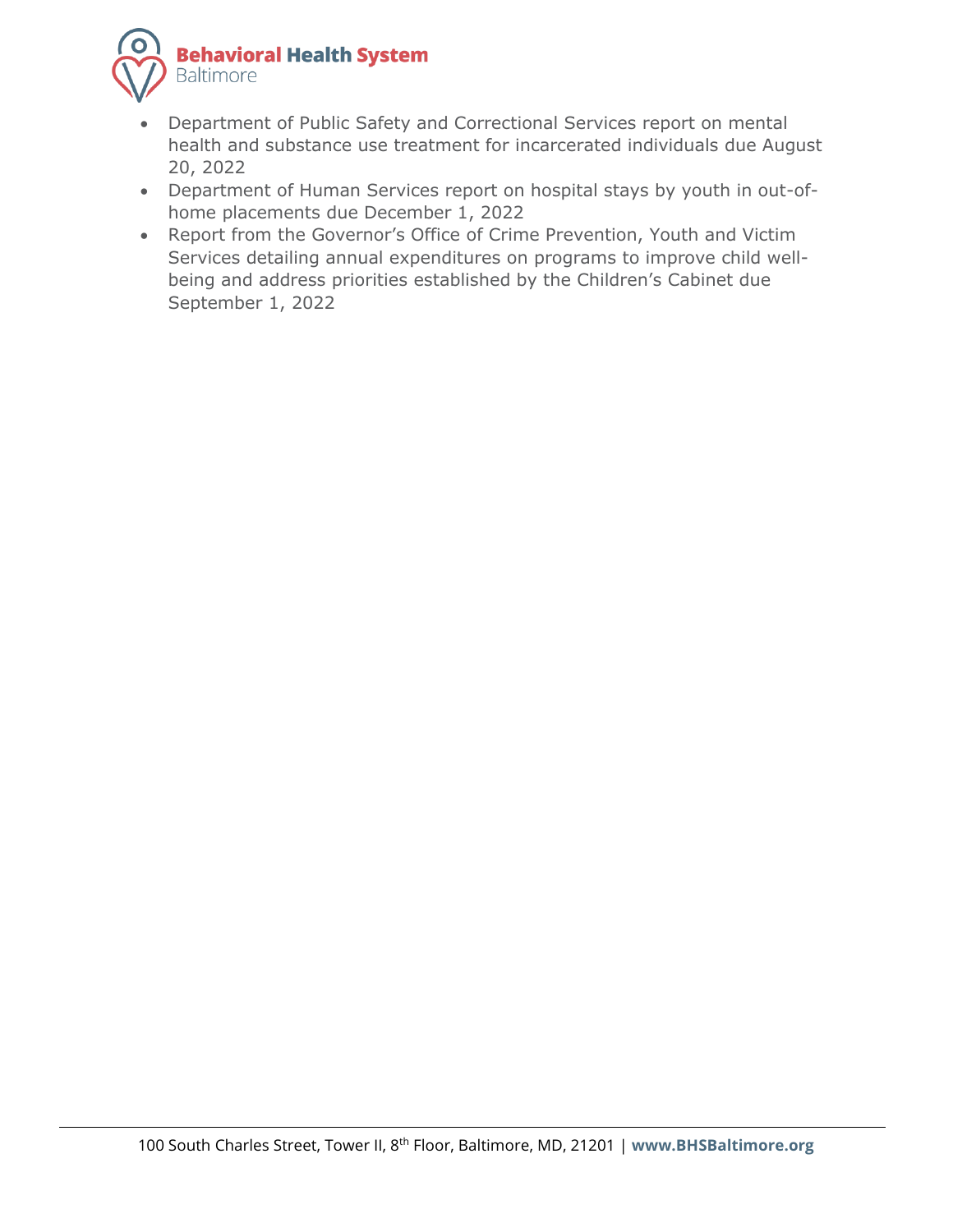- Department of Public Safety and Correctional Services report on mental health and substance use treatment for incarcerated individuals due August 20, 2022
- Department of Human Services report on hospital stays by youth in out-of-home placements due December 1, 2022
- Report from the Governor's Office of Crime Prevention, Youth and Victim Services detailing annual expenditures on programs to improve child well-being and address priorities established by the Children's Cabinet due September 1, 2022